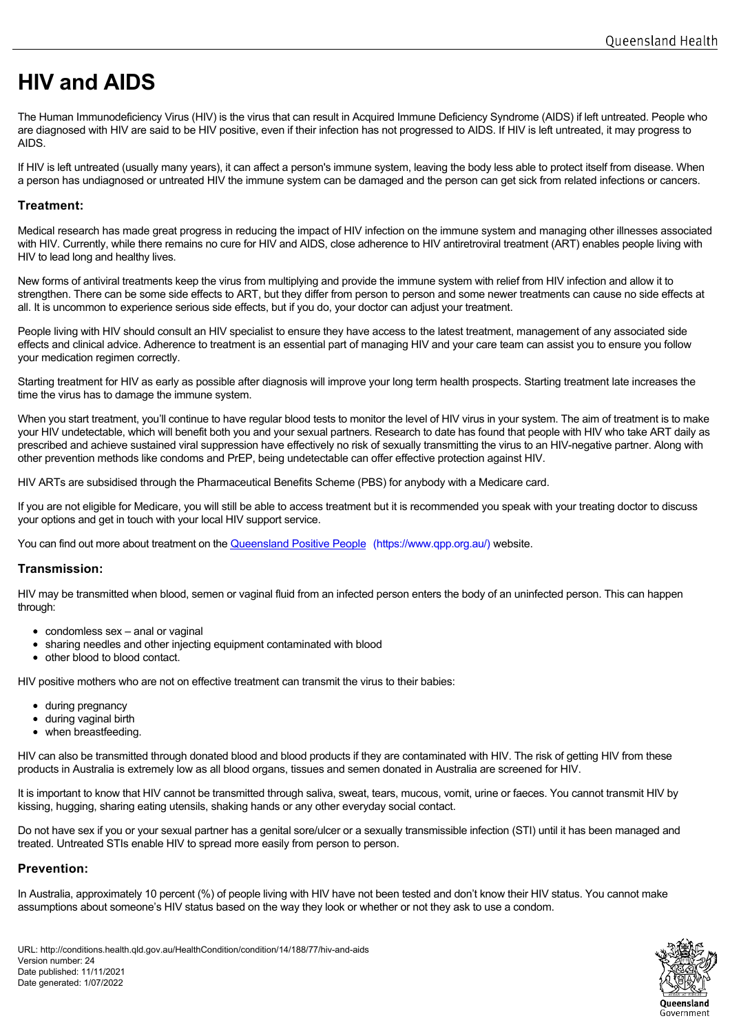# HIV and AIDS

The Human Immunodeficiency Virus (HIV) is the virus that can result in Acquired Immune Deficiency Syndrome (AIDS) if left untreated. People who are diagnosed with HIV are said to be HIV positive, even if their infection has not progressed to AIDS. If HIV is left untreated, it may progress to AIDS.

If HIV is left untreated (usually many years), it can affect a person's immune system, leaving the body less able to protect itself from disease. When a person has undiagnosed or untreated HIV the immune system can be damaged and the person can get sick from related infections or cancers.

## Treatment:

Medical research has made great progress in reducing the impact of HIV infection on the immune system and managing other illnesses associated with HIV. Currently, while there remains no cure for HIV and AIDS, close adherence to HIV antiretroviral treatment (ART) enables people living with HIV to lead long and healthy lives.

New forms of antiviral treatments keep the virus from multiplying and provide the immune system with relief from HIV infection and allow it to strengthen. There can be some side effects to ART, but they differ from person to person and some newer treatments can cause no side effects at all. It is uncommon to experience serious side effects, but if you do, your doctor can adjust your treatment.

People living with HIV should consult an HIV specialist to ensure they have access to the latest treatment, management of any associated side effects and clinical advice. Adherence to treatment is an essential part of managing HIV and your care team can assist you to ensure you follow your medication regimen correctly.

Starting treatment for HIV as early as possible after diagnosis will improve your long term health prospects. Starting treatment late increases the time the virus has to damage the immune system.

When you start treatment, you'll continue to have regular blood tests to monitor the level of HIV virus in your system. The aim of treatment is to make your HIV undetectable, which will benefit both you and your sexual partners. Research to date has found that people with HIV who take ART daily as prescribed and achieve sustained viral suppression have effectively no risk of sexually transmitting the virus to an HIV-negative partner. Along with other prevention methods like condoms and PrEP, being undetectable can offer effective protection against HIV.

HIV ARTs are subsidised through the Pharmaceutical Benefits Scheme (PBS) for anybody with a Medicare card.

If you are not eligible for Medicare, you will still be able to access treatment but it is recommended you speak with your treating doctor to discuss your options and get in touch with your local HIV support service.

You can find out more about treatment on the [Queensland Positive People](https://www.qpp.org.au/) (https://www.qpp.org.au/) website.

## Transmission:

HIV may be transmitted when blood, semen or vaginal fluid from an infected person enters the body of an uninfected person. This can happen through:

- condomless sex – anal or vaginal
- sharing needles and other injecting equipment contaminated with blood
- other blood to blood contact.

HIV positive mothers who are not on effective treatment can transmit the virus to their babies:

- during pregnancy
- during vaginal birth
- when breastfeeding.

HIV can also be transmitted through donated blood and blood products if they are contaminated with HIV. The risk of getting HIV from these products in Australia is extremely low as all blood organs, tissues and semen donated in Australia are screened for HIV.

It is important to know that HIV cannot be transmitted through saliva, sweat, tears, mucous, vomit, urine or faeces. You cannot transmit HIV by kissing, hugging, sharing eating utensils, shaking hands or any other everyday social contact.

Do not have sex if you or your sexual partner has a genital sore/ulcer or a sexually transmissible infection (STI) until it has been managed and treated. Untreated STIs enable HIV to spread more easily from person to person.

## Prevention:

In Australia, approximately 10 percent (%) of people living with HIV have not been tested and don't know their HIV status. You cannot make assumptions about someone's HIV status based on the way they look or whether or not they ask to use a condom.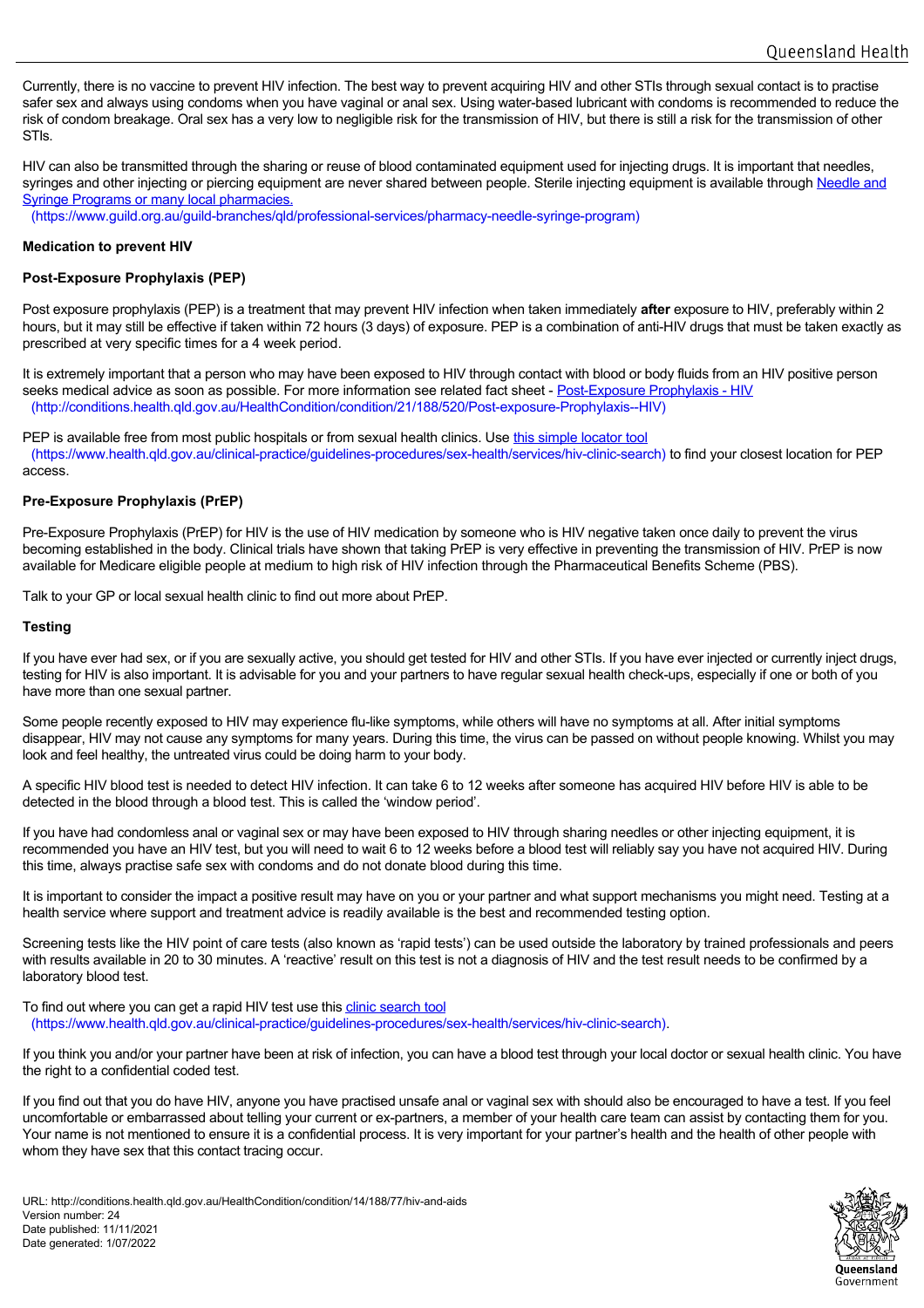Currently, there is no vaccine to prevent HIV infection. The best way to prevent acquiring HIV and other STIs through sexual contact is to practise safer sex and always using condoms when you have vaginal or anal sex. Using water-based lubricant with condoms is recommended to reduce the risk of condom breakage. Oral sex has a very low to negligible risk for the transmission of HIV, but there is still a risk for the transmission of other STIs.

HIV can also be transmitted through the sharing or reuse of blood contaminated equipment used for injecting drugs. It is important that needles, syringes and other injecting or piercing equipment are never shared between people. Sterile injecting equipment is available through [Needle and Syringe Programs or many local pharmacies.](https://www.guild.org.au/guild-branches/qld/professional-services/pharmacy-needle-syringe-program) (https://www.guild.org.au/guild-branches/qld/professional-services/pharmacy-needle-syringe-program)

### Medication to prevent HIV

#### Post-Exposure Prophylaxis (PEP)

Post exposure prophylaxis (PEP) is a treatment that may prevent HIV infection when taken immediately **after** exposure to HIV, preferably within 2 hours, but it may still be effective if taken within 72 hours (3 days) of exposure. PEP is a combination of anti-HIV drugs that must be taken exactly as prescribed at very specific times for a 4 week period.

It is extremely important that a person who may have been exposed to HIV through contact with blood or body fluids from an HIV positive person seeks medical advice as soon as possible. For more information see related fact sheet - [Post-Exposure Prophylaxis - HIV](http://conditions.health.qld.gov.au/HealthCondition/condition/21/188/520/Post-exposure-Prophylaxis--HIV) (http://conditions.health.qld.gov.au/HealthCondition/condition/21/188/520/Post-exposure-Prophylaxis--HIV)

PEP is available free from most public hospitals or from sexual health clinics. Use [this simple locator tool](https://www.health.qld.gov.au/clinical-practice/guidelines-procedures/sex-health/services/hiv-clinic-search) (https://www.health.qld.gov.au/clinical-practice/guidelines-procedures/sex-health/services/hiv-clinic-search) to find your closest location for PEP access.

#### Pre-Exposure Prophylaxis (PrEP)

Pre-Exposure Prophylaxis (PrEP) for HIV is the use of HIV medication by someone who is HIV negative taken once daily to prevent the virus becoming established in the body. Clinical trials have shown that taking PrEP is very effective in preventing the transmission of HIV. PrEP is now available for Medicare eligible people at medium to high risk of HIV infection through the Pharmaceutical Benefits Scheme (PBS).

Talk to your GP or local sexual health clinic to find out more about PrEP.

### Testing

If you have ever had sex, or if you are sexually active, you should get tested for HIV and other STIs. If you have ever injected or currently inject drugs, testing for HIV is also important. It is advisable for you and your partners to have regular sexual health check-ups, especially if one or both of you have more than one sexual partner.

Some people recently exposed to HIV may experience flu-like symptoms, while others will have no symptoms at all. After initial symptoms disappear, HIV may not cause any symptoms for many years. During this time, the virus can be passed on without people knowing. Whilst you may look and feel healthy, the untreated virus could be doing harm to your body.

A specific HIV blood test is needed to detect HIV infection. It can take 6 to 12 weeks after someone has acquired HIV before HIV is able to be detected in the blood through a blood test. This is called the 'window period'.

If you have had condomless anal or vaginal sex or may have been exposed to HIV through sharing needles or other injecting equipment, it is recommended you have an HIV test, but you will need to wait 6 to 12 weeks before a blood test will reliably say you have not acquired HIV. During this time, always practise safe sex with condoms and do not donate blood during this time.

It is important to consider the impact a positive result may have on you or your partner and what support mechanisms you might need. Testing at a health service where support and treatment advice is readily available is the best and recommended testing option.

Screening tests like the HIV point of care tests (also known as 'rapid tests') can be used outside the laboratory by trained professionals and peers with results available in 20 to 30 minutes. A 'reactive' result on this test is not a diagnosis of HIV and the test result needs to be confirmed by a laboratory blood test.

To find out where you can get a rapid HIV test use this [clinic search tool](https://www.health.qld.gov.au/clinical-practice/guidelines-procedures/sex-health/services/hiv-clinic-search) (https://www.health.qld.gov.au/clinical-practice/guidelines-procedures/sex-health/services/hiv-clinic-search).

If you think you and/or your partner have been at risk of infection, you can have a blood test through your local doctor or sexual health clinic. You have the right to a confidential coded test.

If you find out that you do have HIV, anyone you have practised unsafe anal or vaginal sex with should also be encouraged to have a test. If you feel uncomfortable or embarrassed about telling your current or ex-partners, a member of your health care team can assist by contacting them for you. Your name is not mentioned to ensure it is a confidential process. It is very important for your partner's health and the health of other people with whom they have sex that this contact tracing occur.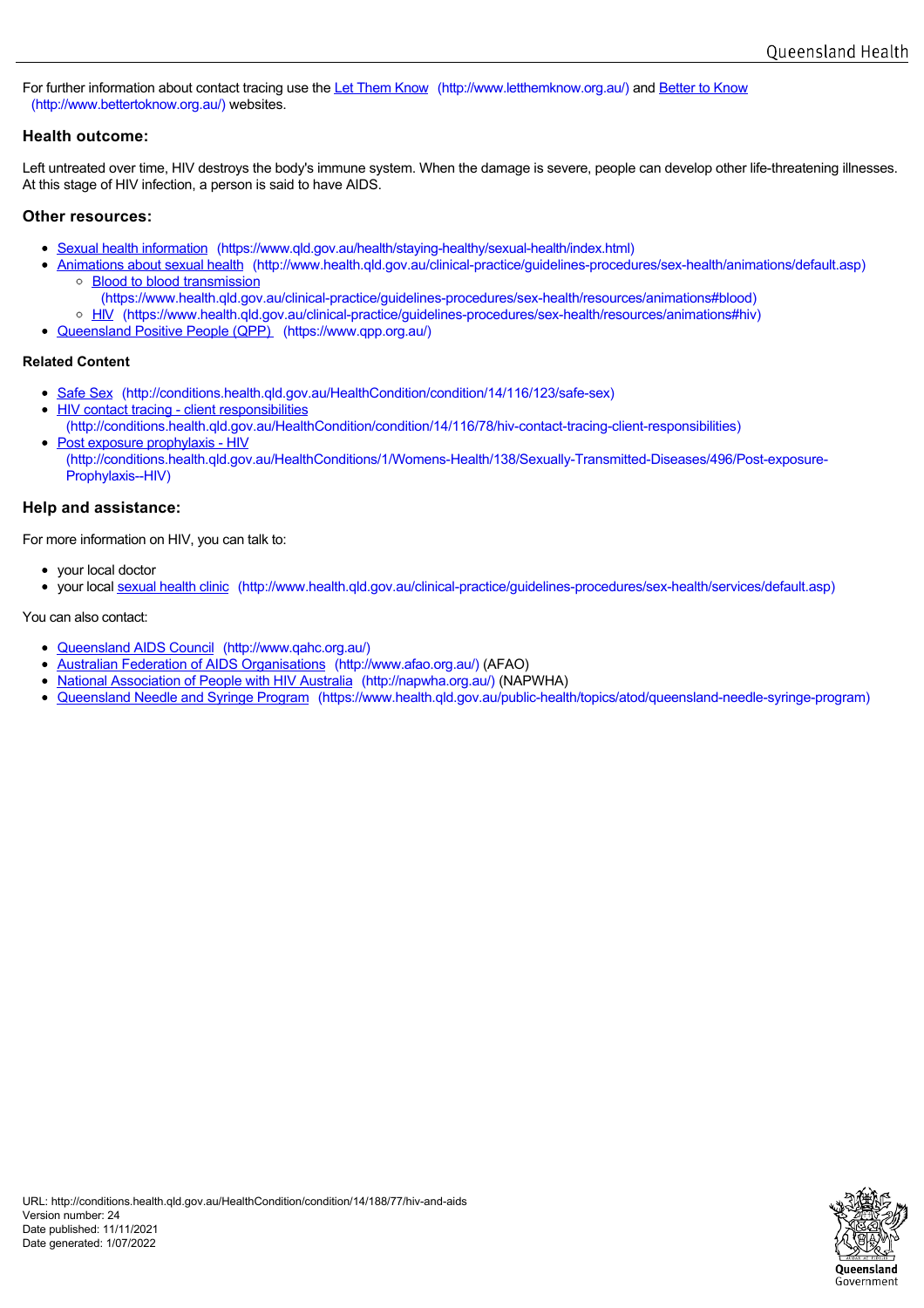For further information about contact tracing use the Let Them Know (http://www.letthemknow.org.au/) and Better to Know (http://www.bettertoknow.org.au/) websites.

## Health outcome:

Left untreated over time, HIV destroys the body's immune system. When the damage is severe, people can develop other life-threatening illnesses. At this stage of HIV infection, a person is said to have AIDS.

## Other resources:

- Sexual health information (https://www.qld.gov.au/health/staying-healthy/sexual-health/index.html)
- Animations about sexual health (http://www.health.qld.gov.au/clinical-practice/guidelines-procedures/sex-health/animations/default.asp)
  - Blood to blood transmission (https://www.health.qld.gov.au/clinical-practice/guidelines-procedures/sex-health/resources/animations#blood)
  - HIV (https://www.health.qld.gov.au/clinical-practice/guidelines-procedures/sex-health/resources/animations#hiv)
- Queensland Positive People (QPP) (https://www.qpp.org.au/)

### Related Content

- Safe Sex (http://conditions.health.qld.gov.au/HealthCondition/condition/14/116/123/safe-sex)
- HIV contact tracing - client responsibilities (http://conditions.health.qld.gov.au/HealthCondition/condition/14/116/78/hiv-contact-tracing-client-responsibilities)
- Post exposure prophylaxis - HIV (http://conditions.health.qld.gov.au/HealthConditions/1/Womens-Health/138/Sexually-Transmitted-Diseases/496/Post-exposure-Prophylaxis--HIV)

## Help and assistance:

For more information on HIV, you can talk to:

- your local doctor
- your local sexual health clinic (http://www.health.qld.gov.au/clinical-practice/guidelines-procedures/sex-health/services/default.asp)

You can also contact:

- Queensland AIDS Council (http://www.qahc.org.au/)
- Australian Federation of AIDS Organisations (http://www.afao.org.au/) (AFAO)
- National Association of People with HIV Australia (http://napwha.org.au/) (NAPWHA)
- Queensland Needle and Syringe Program (https://www.health.qld.gov.au/public-health/topics/atod/queensland-needle-syringe-program)

URL: http://conditions.health.qld.gov.au/HealthCondition/condition/14/188/77/hiv-and-aids
Version number: 24
Date published: 11/11/2021
Date generated: 1/07/2022